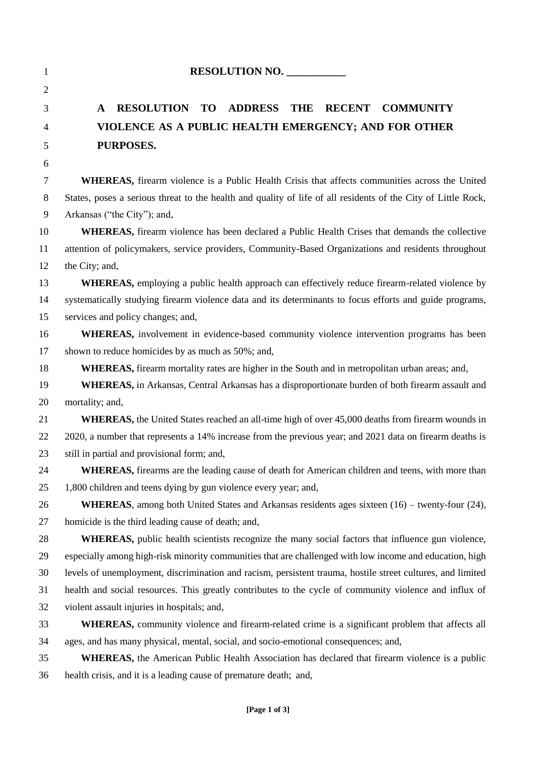**RESOLUTION NO. ___________**

# A RESOLUTION TO ADDRESS THE RECENT COMMUNITY VIOLENCE AS A PUBLIC HEALTH EMERGENCY; AND FOR OTHER PURPOSES.

**WHEREAS,** firearm violence is a Public Health Crisis that affects communities across the United States, poses a serious threat to the health and quality of life of all residents of the City of Little Rock, Arkansas ("the City"); and,

**WHEREAS,** firearm violence has been declared a Public Health Crises that demands the collective attention of policymakers, service providers, Community-Based Organizations and residents throughout the City; and,

**WHEREAS,** employing a public health approach can effectively reduce firearm-related violence by systematically studying firearm violence data and its determinants to focus efforts and guide programs, services and policy changes; and,

**WHEREAS,** involvement in evidence-based community violence intervention programs has been shown to reduce homicides by as much as 50%; and,

**WHEREAS,** firearm mortality rates are higher in the South and in metropolitan urban areas; and,

**WHEREAS,** in Arkansas, Central Arkansas has a disproportionate burden of both firearm assault and mortality; and,

**WHEREAS,** the United States reached an all-time high of over 45,000 deaths from firearm wounds in 2020, a number that represents a 14% increase from the previous year; and 2021 data on firearm deaths is still in partial and provisional form; and,

**WHEREAS,** firearms are the leading cause of death for American children and teens, with more than 1,800 children and teens dying by gun violence every year; and,

**WHEREAS**, among both United States and Arkansas residents ages sixteen (16) – twenty-four (24), homicide is the third leading cause of death; and,

**WHEREAS,** public health scientists recognize the many social factors that influence gun violence, especially among high-risk minority communities that are challenged with low income and education, high levels of unemployment, discrimination and racism, persistent trauma, hostile street cultures, and limited health and social resources. This greatly contributes to the cycle of community violence and influx of violent assault injuries in hospitals; and,

**WHEREAS,** community violence and firearm-related crime is a significant problem that affects all ages, and has many physical, mental, social, and socio-emotional consequences; and,

**WHEREAS,** the American Public Health Association has declared that firearm violence is a public health crisis, and it is a leading cause of premature death; and,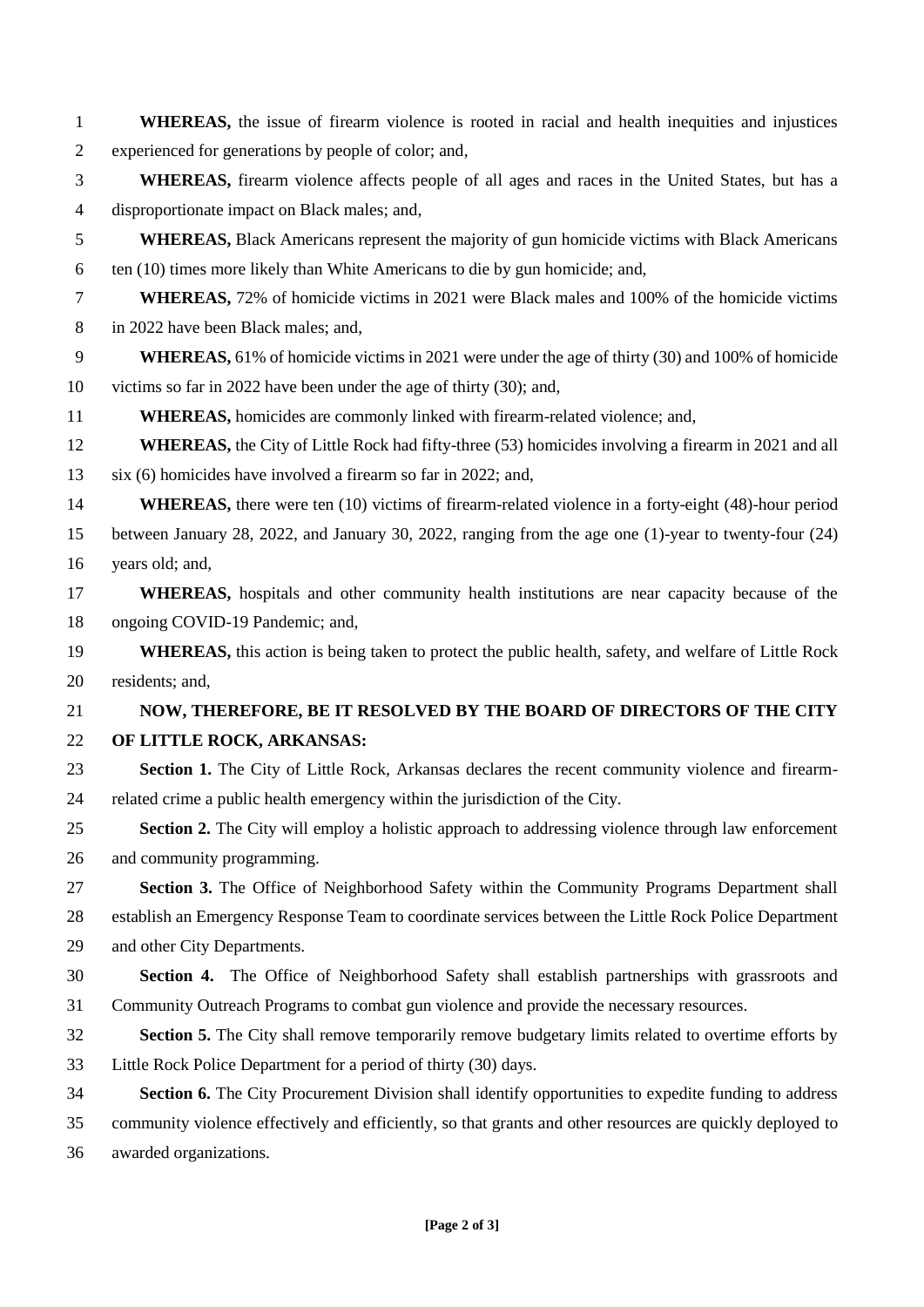**WHEREAS,** the issue of firearm violence is rooted in racial and health inequities and injustices experienced for generations by people of color; and,

**WHEREAS,** firearm violence affects people of all ages and races in the United States, but has a disproportionate impact on Black males; and,

**WHEREAS,** Black Americans represent the majority of gun homicide victims with Black Americans ten (10) times more likely than White Americans to die by gun homicide; and,

**WHEREAS,** 72% of homicide victims in 2021 were Black males and 100% of the homicide victims in 2022 have been Black males; and,

**WHEREAS,** 61% of homicide victims in 2021 were under the age of thirty (30) and 100% of homicide victims so far in 2022 have been under the age of thirty (30); and,

**WHEREAS,** homicides are commonly linked with firearm-related violence; and,

**WHEREAS,** the City of Little Rock had fifty-three (53) homicides involving a firearm in 2021 and all six (6) homicides have involved a firearm so far in 2022; and,

**WHEREAS,** there were ten (10) victims of firearm-related violence in a forty-eight (48)-hour period between January 28, 2022, and January 30, 2022, ranging from the age one (1)-year to twenty-four (24) years old; and,

**WHEREAS,** hospitals and other community health institutions are near capacity because of the ongoing COVID-19 Pandemic; and,

**WHEREAS,** this action is being taken to protect the public health, safety, and welfare of Little Rock residents; and,

**NOW, THEREFORE, BE IT RESOLVED BY THE BOARD OF DIRECTORS OF THE CITY OF LITTLE ROCK, ARKANSAS:**

**Section 1.** The City of Little Rock, Arkansas declares the recent community violence and firearm-related crime a public health emergency within the jurisdiction of the City.

**Section 2.** The City will employ a holistic approach to addressing violence through law enforcement and community programming.

**Section 3.** The Office of Neighborhood Safety within the Community Programs Department shall establish an Emergency Response Team to coordinate services between the Little Rock Police Department and other City Departments.

**Section 4.** The Office of Neighborhood Safety shall establish partnerships with grassroots and Community Outreach Programs to combat gun violence and provide the necessary resources.

**Section 5.** The City shall remove temporarily remove budgetary limits related to overtime efforts by Little Rock Police Department for a period of thirty (30) days.

**Section 6.** The City Procurement Division shall identify opportunities to expedite funding to address community violence effectively and efficiently, so that grants and other resources are quickly deployed to awarded organizations.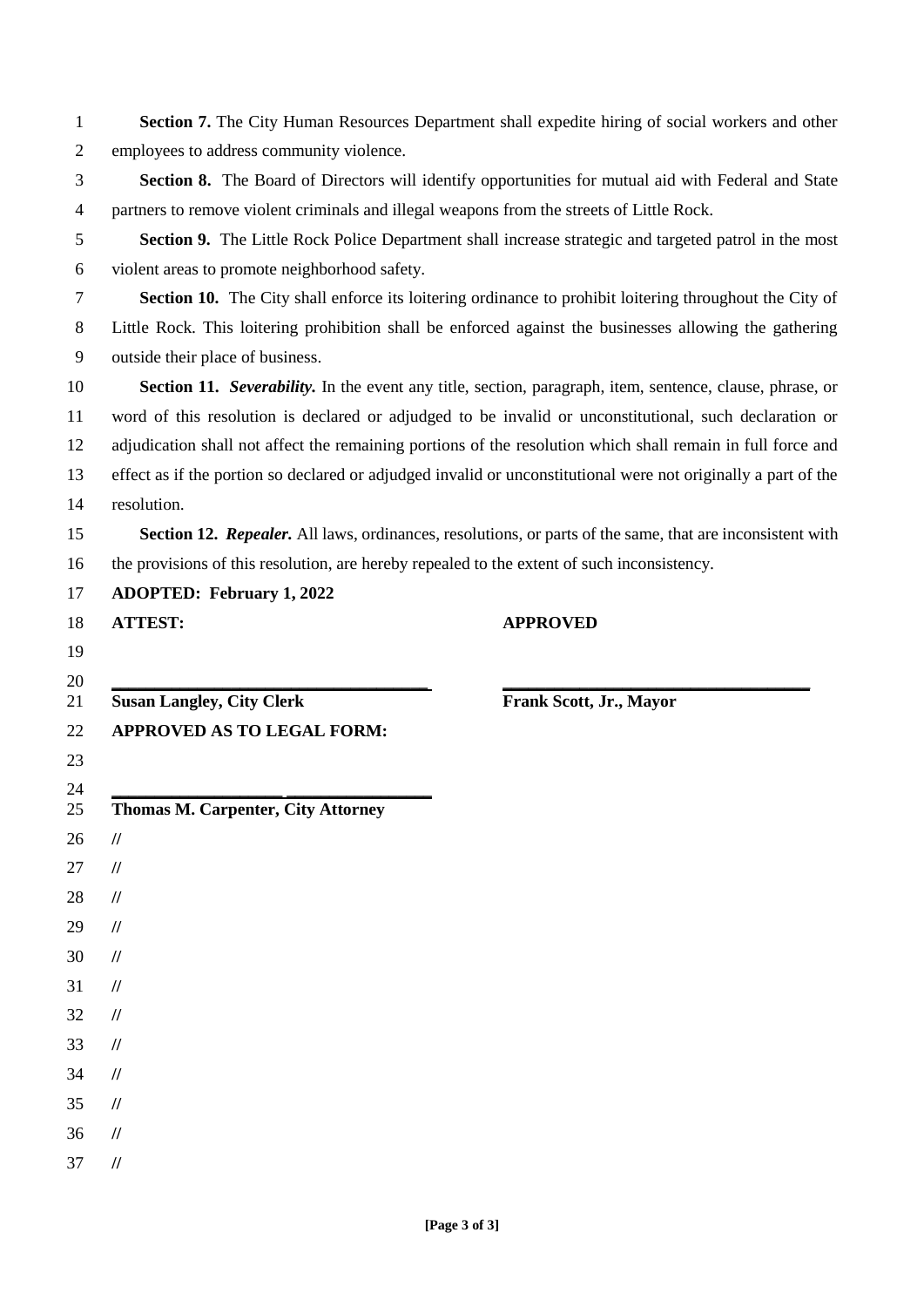**Section 7.** The City Human Resources Department shall expedite hiring of social workers and other employees to address community violence.

**Section 8.** The Board of Directors will identify opportunities for mutual aid with Federal and State partners to remove violent criminals and illegal weapons from the streets of Little Rock.

**Section 9.** The Little Rock Police Department shall increase strategic and targeted patrol in the most violent areas to promote neighborhood safety.

**Section 10.** The City shall enforce its loitering ordinance to prohibit loitering throughout the City of Little Rock. This loitering prohibition shall be enforced against the businesses allowing the gathering outside their place of business.

**Section 11.** ***Severability.*** In the event any title, section, paragraph, item, sentence, clause, phrase, or word of this resolution is declared or adjudged to be invalid or unconstitutional, such declaration or adjudication shall not affect the remaining portions of the resolution which shall remain in full force and effect as if the portion so declared or adjudged invalid or unconstitutional were not originally a part of the resolution.

**Section 12.** ***Repealer.*** All laws, ordinances, resolutions, or parts of the same, that are inconsistent with the provisions of this resolution, are hereby repealed to the extent of such inconsistency.

**ADOPTED: February 1, 2022**

**ATTEST:**

\_\_\_\_\_\_\_\_\_\_\_\_\_\_\_\_\_\_\_\_\_\_\_\_\_\_\_\_\_\_\_\_\_\_
**Susan Langley, City Clerk**

**APPROVED**

\_\_\_\_\_\_\_\_\_\_\_\_\_\_\_\_\_\_\_\_\_\_\_\_\_\_\_\_\_\_\_\_\_\_
**Frank Scott, Jr., Mayor**

**APPROVED AS TO LEGAL FORM:**

\_\_\_\_\_\_\_\_\_\_\_\_\_\_\_\_\_\_\_\_\_\_\_\_\_\_\_\_\_\_\_\_\_\_
**Thomas M. Carpenter, City Attorney**

//
//
//
//
//
//
//
//
//
//
//
//